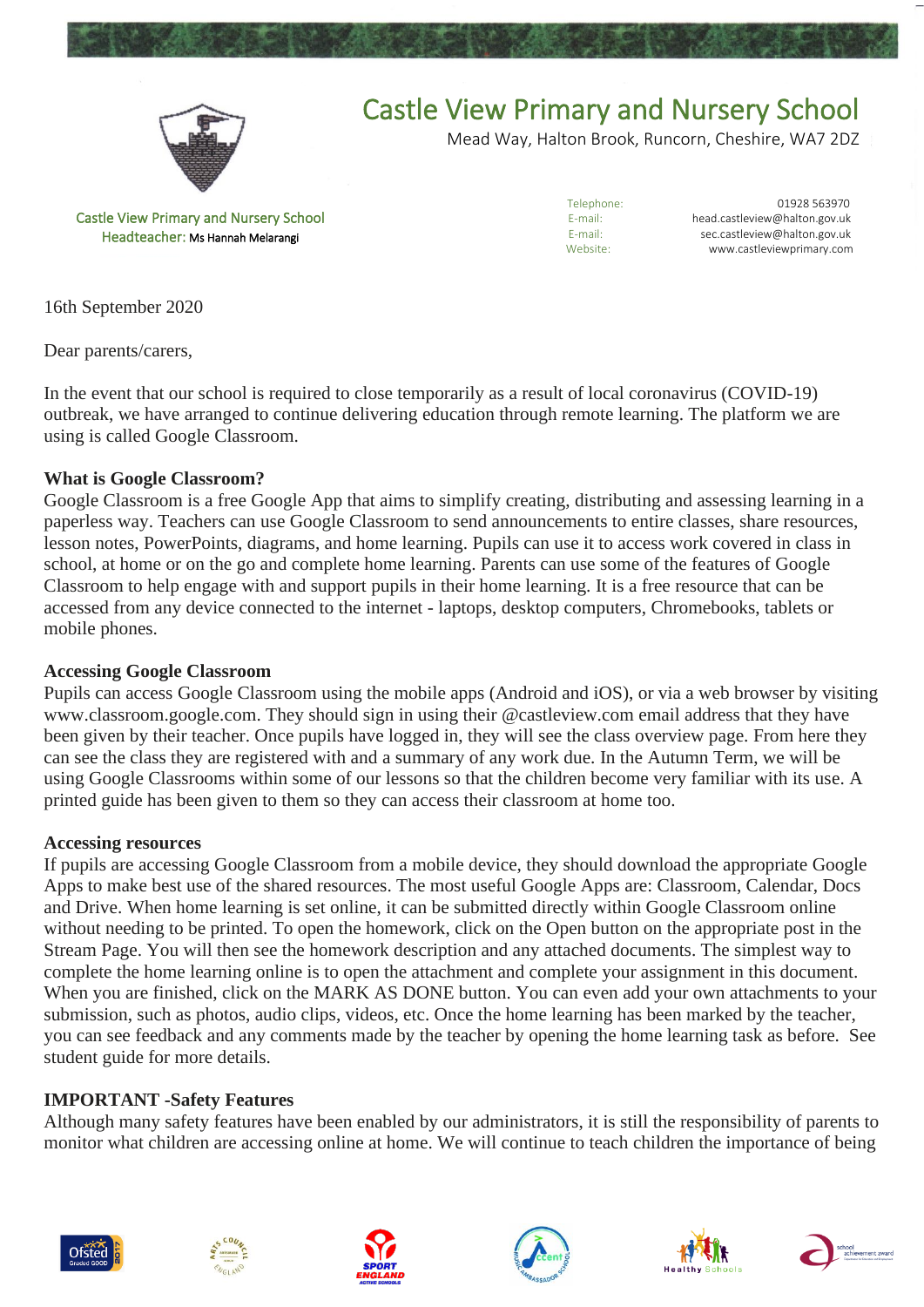# Castle View Primary and Nursery School

Mead Way, Halton Brook, Runcorn, Cheshire, WA7 2DZ

Castle View Primary and Nursery School
Headteacher: Ms Hannah Melarangi

Telephone: 01928 563970
E-mail: head.castleview@halton.gov.uk
E-mail: sec.castleview@halton.gov.uk
Website: www.castleviewprimary.com

16th September 2020

Dear parents/carers,

In the event that our school is required to close temporarily as a result of local coronavirus (COVID-19) outbreak, we have arranged to continue delivering education through remote learning. The platform we are using is called Google Classroom.

**What is Google Classroom?**
Google Classroom is a free Google App that aims to simplify creating, distributing and assessing learning in a paperless way. Teachers can use Google Classroom to send announcements to entire classes, share resources, lesson notes, PowerPoints, diagrams, and home learning. Pupils can use it to access work covered in class in school, at home or on the go and complete home learning. Parents can use some of the features of Google Classroom to help engage with and support pupils in their home learning. It is a free resource that can be accessed from any device connected to the internet - laptops, desktop computers, Chromebooks, tablets or mobile phones.

**Accessing Google Classroom**
Pupils can access Google Classroom using the mobile apps (Android and iOS), or via a web browser by visiting www.classroom.google.com. They should sign in using their @castleview.com email address that they have been given by their teacher. Once pupils have logged in, they will see the class overview page. From here they can see the class they are registered with and a summary of any work due. In the Autumn Term, we will be using Google Classrooms within some of our lessons so that the children become very familiar with its use. A printed guide has been given to them so they can access their classroom at home too.

**Accessing resources**
If pupils are accessing Google Classroom from a mobile device, they should download the appropriate Google Apps to make best use of the shared resources. The most useful Google Apps are: Classroom, Calendar, Docs and Drive. When home learning is set online, it can be submitted directly within Google Classroom online without needing to be printed. To open the homework, click on the Open button on the appropriate post in the Stream Page. You will then see the homework description and any attached documents. The simplest way to complete the home learning online is to open the attachment and complete your assignment in this document. When you are finished, click on the MARK AS DONE button. You can even add your own attachments to your submission, such as photos, audio clips, videos, etc. Once the home learning has been marked by the teacher, you can see feedback and any comments made by the teacher by opening the home learning task as before. See student guide for more details.

**IMPORTANT -Safety Features**
Although many safety features have been enabled by our administrators, it is still the responsibility of parents to monitor what children are accessing online at home. We will continue to teach children the importance of being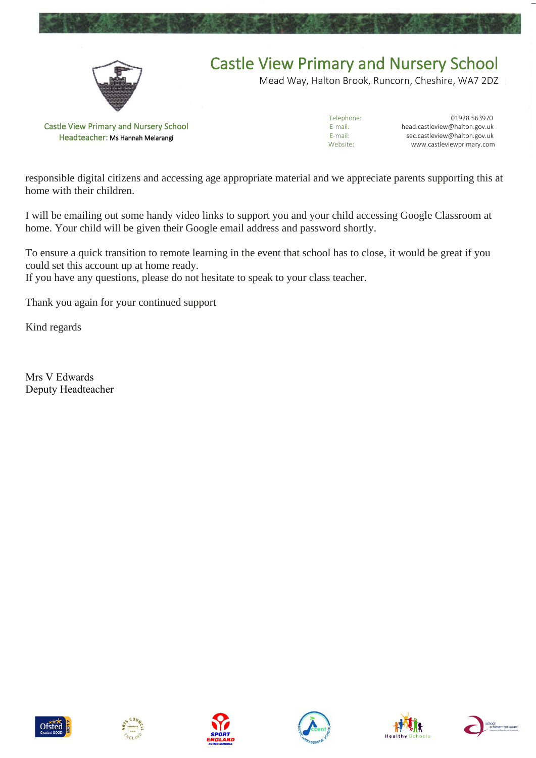# Castle View Primary and Nursery School

Mead Way, Halton Brook, Runcorn, Cheshire, WA7 2DZ

Castle View Primary and Nursery School
Headteacher: Ms Hannah Melarangi

Telephone: 01928 563970
E-mail: head.castleview@halton.gov.uk
E-mail: sec.castleview@halton.gov.uk
Website: www.castleviewprimary.com

responsible digital citizens and accessing age appropriate material and we appreciate parents supporting this at home with their children.

I will be emailing out some handy video links to support you and your child accessing Google Classroom at home. Your child will be given their Google email address and password shortly.

To ensure a quick transition to remote learning in the event that school has to close, it would be great if you could set this account up at home ready.
If you have any questions, please do not hesitate to speak to your class teacher.

Thank you again for your continued support

Kind regards

Mrs V Edwards
Deputy Headteacher